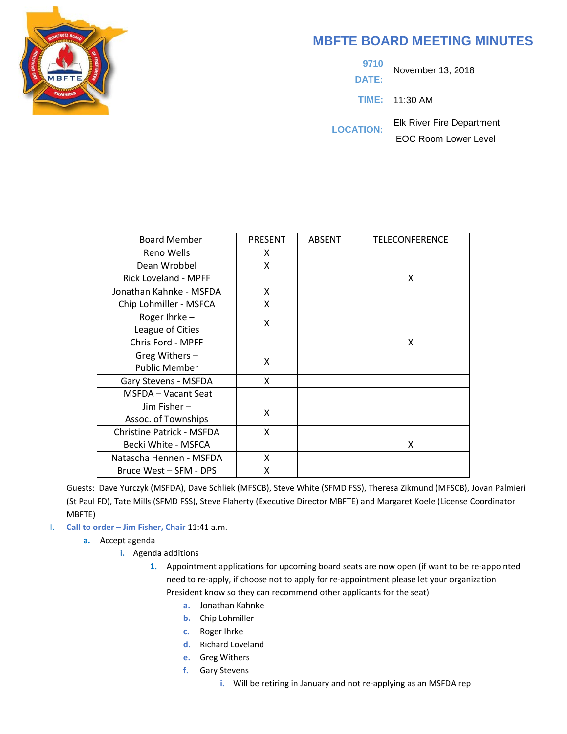# MBFTE BOARD MEETING MINUTES

9710

**DATE:** November 13, 2018

**TIME:** 11:30 AM

**LOCATION:** Elk River Fire Department
EOC Room Lower Level

| Board Member | PRESENT | ABSENT | TELECONFERENCE |
|---|---|---|---|
| Reno Wells | X | | |
| Dean Wrobbel | X | | |
| Rick Loveland - MPFF | | | X |
| Jonathan Kahnke - MSFDA | X | | |
| Chip Lohmiller - MSFCA | X | | |
| Roger Ihrke – League of Cities | X | | |
| Chris Ford - MPFF | | | X |
| Greg Withers – Public Member | X | | |
| Gary Stevens - MSFDA | X | | |
| MSFDA – Vacant Seat | | | |
| Jim Fisher – Assoc. of Townships | X | | |
| Christine Patrick - MSFDA | X | | |
| Becki White - MSFCA | | | X |
| Natascha Hennen - MSFDA | X | | |
| Bruce West – SFM - DPS | X | | |

Guests: Dave Yurczyk (MSFDA), Dave Schliek (MFSCB), Steve White (SFMD FSS), Theresa Zikmund (MFSCB), Jovan Palmieri (St Paul FD), Tate Mills (SFMD FSS), Steve Flaherty (Executive Director MBFTE) and Margaret Koele (License Coordinator MBFTE)

I. **Call to order – Jim Fisher, Chair** 11:41 a.m.
   a. Accept agenda
      i. Agenda additions
         1. Appointment applications for upcoming board seats are now open (if want to be re-appointed need to re-apply, if choose not to apply for re-appointment please let your organization President know so they can recommend other applicants for the seat)
            a. Jonathan Kahnke
            b. Chip Lohmiller
            c. Roger Ihrke
            d. Richard Loveland
            e. Greg Withers
            f. Gary Stevens
               i. Will be retiring in January and not re-applying as an MSFDA rep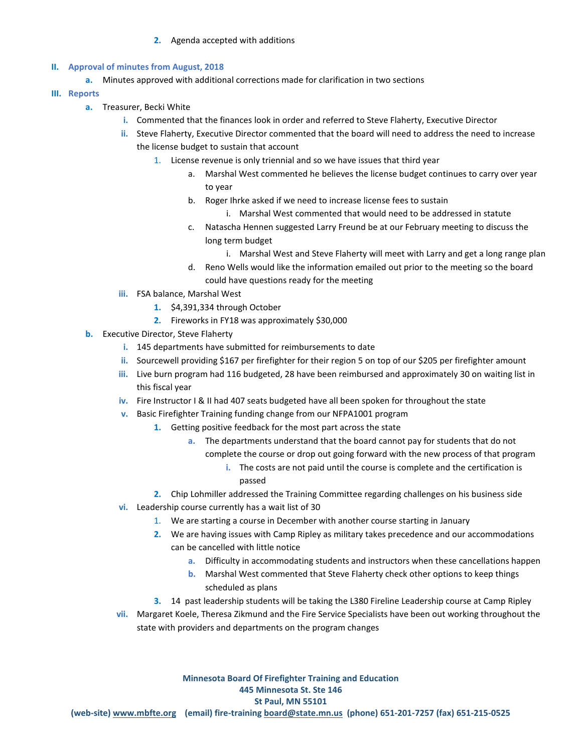2. Agenda accepted with additions

## II. Approval of minutes from August, 2018

a. Minutes approved with additional corrections made for clarification in two sections

## III. Reports

a. Treasurer, Becki White
   i. Commented that the finances look in order and referred to Steve Flaherty, Executive Director
   ii. Steve Flaherty, Executive Director commented that the board will need to address the need to increase the license budget to sustain that account
      1. License revenue is only triennial and so we have issues that third year
         a. Marshal West commented he believes the license budget continues to carry over year to year
         b. Roger Ihrke asked if we need to increase license fees to sustain
            i. Marshal West commented that would need to be addressed in statute
         c. Natascha Hennen suggested Larry Freund be at our February meeting to discuss the long term budget
            i. Marshal West and Steve Flaherty will meet with Larry and get a long range plan
         d. Reno Wells would like the information emailed out prior to the meeting so the board could have questions ready for the meeting
   iii. FSA balance, Marshal West
      1. $4,391,334 through October
      2. Fireworks in FY18 was approximately $30,000

b. Executive Director, Steve Flaherty
   i. 145 departments have submitted for reimbursements to date
   ii. Sourcewell providing $167 per firefighter for their region 5 on top of our $205 per firefighter amount
   iii. Live burn program had 116 budgeted, 28 have been reimbursed and approximately 30 on waiting list in this fiscal year
   iv. Fire Instructor I & II had 407 seats budgeted have all been spoken for throughout the state
   v. Basic Firefighter Training funding change from our NFPA1001 program
      1. Getting positive feedback for the most part across the state
         a. The departments understand that the board cannot pay for students that do not complete the course or drop out going forward with the new process of that program
            i. The costs are not paid until the course is complete and the certification is passed
      2. Chip Lohmiller addressed the Training Committee regarding challenges on his business side
   vi. Leadership course currently has a wait list of 30
      1. We are starting a course in December with another course starting in January
      2. We are having issues with Camp Ripley as military takes precedence and our accommodations can be cancelled with little notice
         a. Difficulty in accommodating students and instructors when these cancellations happen
         b. Marshal West commented that Steve Flaherty check other options to keep things scheduled as plans
      3. 14 past leadership students will be taking the L380 Fireline Leadership course at Camp Ripley
   vii. Margaret Koele, Theresa Zikmund and the Fire Service Specialists have been out working throughout the state with providers and departments on the program changes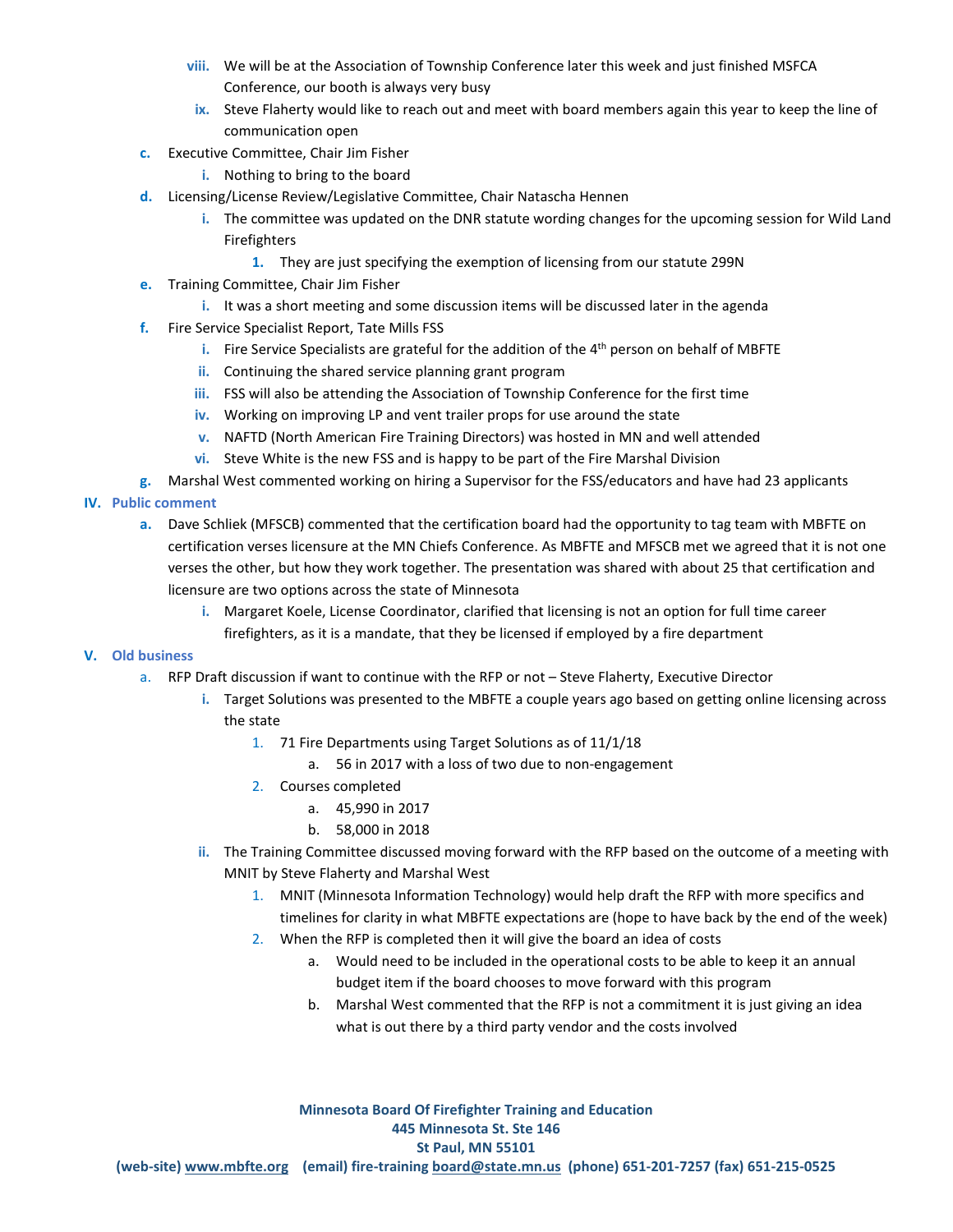viii. We will be at the Association of Township Conference later this week and just finished MSFCA Conference, our booth is always very busy

ix. Steve Flaherty would like to reach out and meet with board members again this year to keep the line of communication open

c. Executive Committee, Chair Jim Fisher

i. Nothing to bring to the board

d. Licensing/License Review/Legislative Committee, Chair Natascha Hennen

i. The committee was updated on the DNR statute wording changes for the upcoming session for Wild Land Firefighters

1. They are just specifying the exemption of licensing from our statute 299N

e. Training Committee, Chair Jim Fisher

i. It was a short meeting and some discussion items will be discussed later in the agenda

f. Fire Service Specialist Report, Tate Mills FSS

i. Fire Service Specialists are grateful for the addition of the 4th person on behalf of MBFTE

ii. Continuing the shared service planning grant program

iii. FSS will also be attending the Association of Township Conference for the first time

iv. Working on improving LP and vent trailer props for use around the state

v. NAFTD (North American Fire Training Directors) was hosted in MN and well attended

vi. Steve White is the new FSS and is happy to be part of the Fire Marshal Division

g. Marshal West commented working on hiring a Supervisor for the FSS/educators and have had 23 applicants

## IV. Public comment

a. Dave Schliek (MFSCB) commented that the certification board had the opportunity to tag team with MBFTE on certification verses licensure at the MN Chiefs Conference. As MBFTE and MFSCB met we agreed that it is not one verses the other, but how they work together. The presentation was shared with about 25 that certification and licensure are two options across the state of Minnesota

i. Margaret Koele, License Coordinator, clarified that licensing is not an option for full time career firefighters, as it is a mandate, that they be licensed if employed by a fire department

## V. Old business

a. RFP Draft discussion if want to continue with the RFP or not – Steve Flaherty, Executive Director

i. Target Solutions was presented to the MBFTE a couple years ago based on getting online licensing across the state

1. 71 Fire Departments using Target Solutions as of 11/1/18

a. 56 in 2017 with a loss of two due to non-engagement

2. Courses completed

a. 45,990 in 2017

b. 58,000 in 2018

ii. The Training Committee discussed moving forward with the RFP based on the outcome of a meeting with MNIT by Steve Flaherty and Marshal West

1. MNIT (Minnesota Information Technology) would help draft the RFP with more specifics and timelines for clarity in what MBFTE expectations are (hope to have back by the end of the week)

2. When the RFP is completed then it will give the board an idea of costs

a. Would need to be included in the operational costs to be able to keep it an annual budget item if the board chooses to move forward with this program

b. Marshal West commented that the RFP is not a commitment it is just giving an idea what is out there by a third party vendor and the costs involved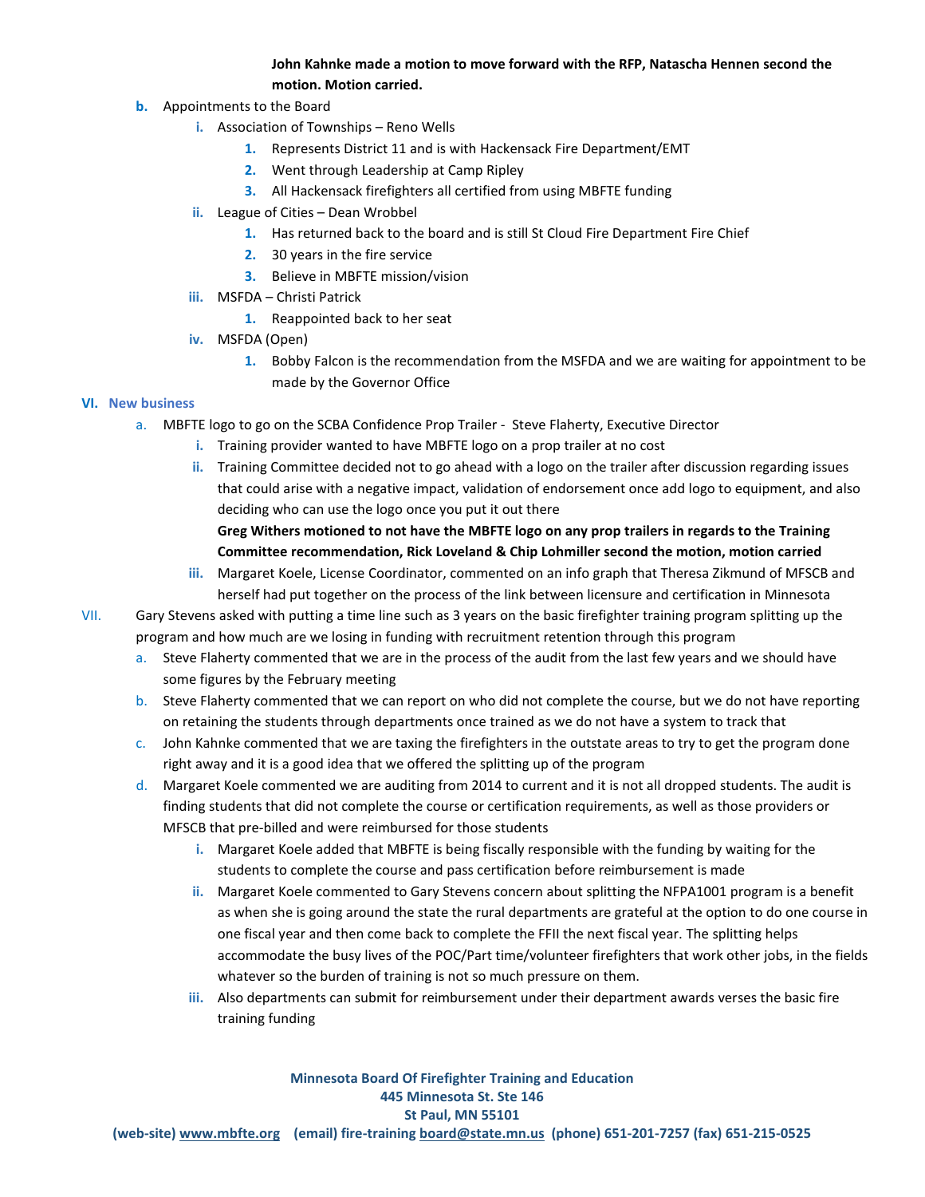**John Kahnke made a motion to move forward with the RFP, Natascha Hennen second the motion. Motion carried.**

b. Appointments to the Board
   i. Association of Townships – Reno Wells
      1. Represents District 11 and is with Hackensack Fire Department/EMT
      2. Went through Leadership at Camp Ripley
      3. All Hackensack firefighters all certified from using MBFTE funding
   ii. League of Cities – Dean Wrobbel
      1. Has returned back to the board and is still St Cloud Fire Department Fire Chief
      2. 30 years in the fire service
      3. Believe in MBFTE mission/vision
   iii. MSFDA – Christi Patrick
      1. Reappointed back to her seat
   iv. MSFDA (Open)
      1. Bobby Falcon is the recommendation from the MSFDA and we are waiting for appointment to be made by the Governor Office

## VI. New business

a. MBFTE logo to go on the SCBA Confidence Prop Trailer - Steve Flaherty, Executive Director
   i. Training provider wanted to have MBFTE logo on a prop trailer at no cost
   ii. Training Committee decided not to go ahead with a logo on the trailer after discussion regarding issues that could arise with a negative impact, validation of endorsement once add logo to equipment, and also deciding who can use the logo once you put it out there

      **Greg Withers motioned to not have the MBFTE logo on any prop trailers in regards to the Training Committee recommendation, Rick Loveland & Chip Lohmiller second the motion, motion carried**
   iii. Margaret Koele, License Coordinator, commented on an info graph that Theresa Zikmund of MFSCB and herself had put together on the process of the link between licensure and certification in Minnesota

VII. Gary Stevens asked with putting a time line such as 3 years on the basic firefighter training program splitting up the program and how much are we losing in funding with recruitment retention through this program

a. Steve Flaherty commented that we are in the process of the audit from the last few years and we should have some figures by the February meeting
b. Steve Flaherty commented that we can report on who did not complete the course, but we do not have reporting on retaining the students through departments once trained as we do not have a system to track that
c. John Kahnke commented that we are taxing the firefighters in the outstate areas to try to get the program done right away and it is a good idea that we offered the splitting up of the program
d. Margaret Koele commented we are auditing from 2014 to current and it is not all dropped students. The audit is finding students that did not complete the course or certification requirements, as well as those providers or MFSCB that pre-billed and were reimbursed for those students
   i. Margaret Koele added that MBFTE is being fiscally responsible with the funding by waiting for the students to complete the course and pass certification before reimbursement is made
   ii. Margaret Koele commented to Gary Stevens concern about splitting the NFPA1001 program is a benefit as when she is going around the state the rural departments are grateful at the option to do one course in one fiscal year and then come back to complete the FFII the next fiscal year. The splitting helps accommodate the busy lives of the POC/Part time/volunteer firefighters that work other jobs, in the fields whatever so the burden of training is not so much pressure on them.
   iii. Also departments can submit for reimbursement under their department awards verses the basic fire training funding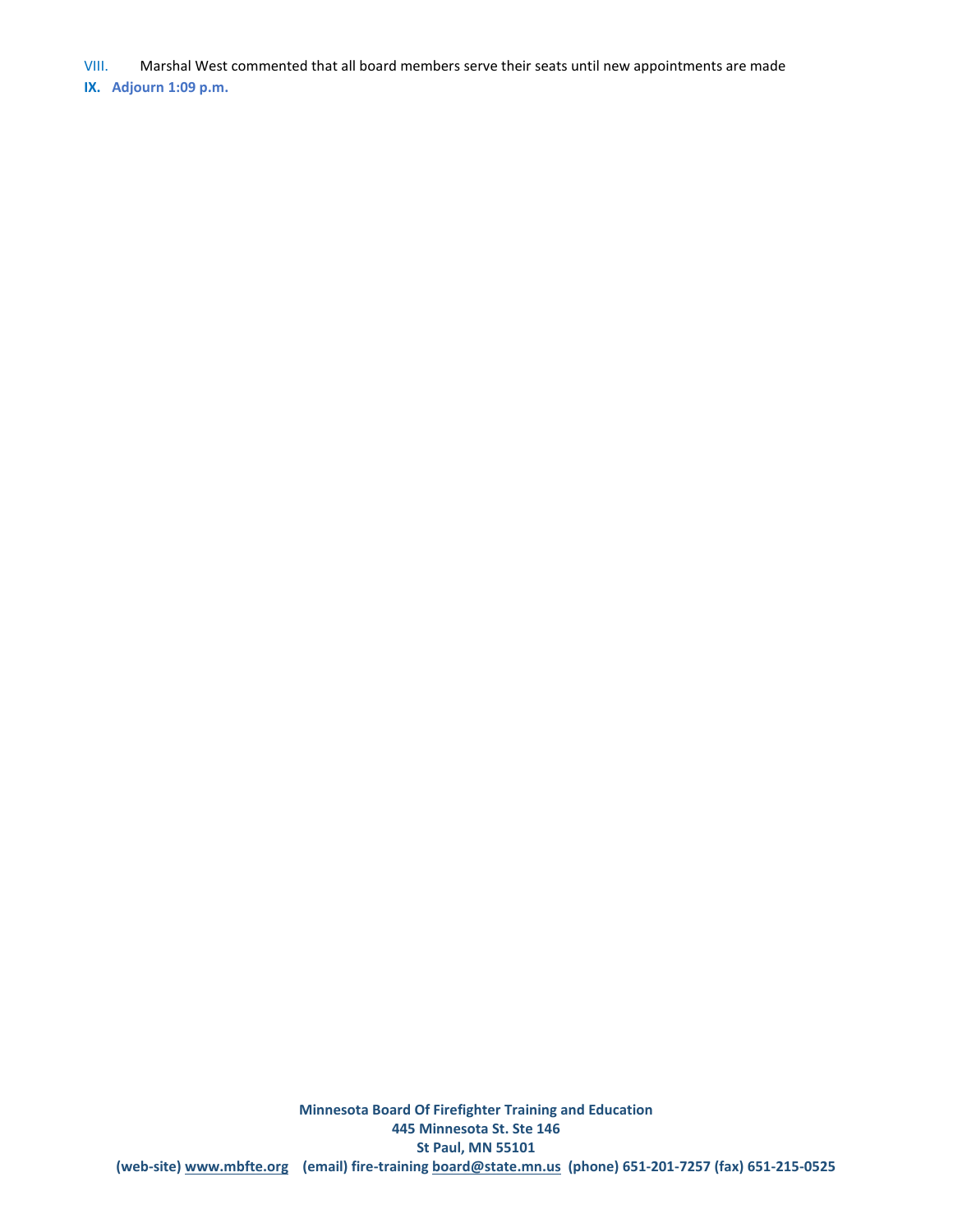VIII. Marshal West commented that all board members serve their seats until new appointments are made

**IX. Adjourn 1:09 p.m.**

**Minnesota Board Of Firefighter Training and Education**
**445 Minnesota St. Ste 146**
**St Paul, MN 55101**
**(web-site) www.mbfte.org (email) fire-training board@state.mn.us (phone) 651-201-7257 (fax) 651-215-0525**